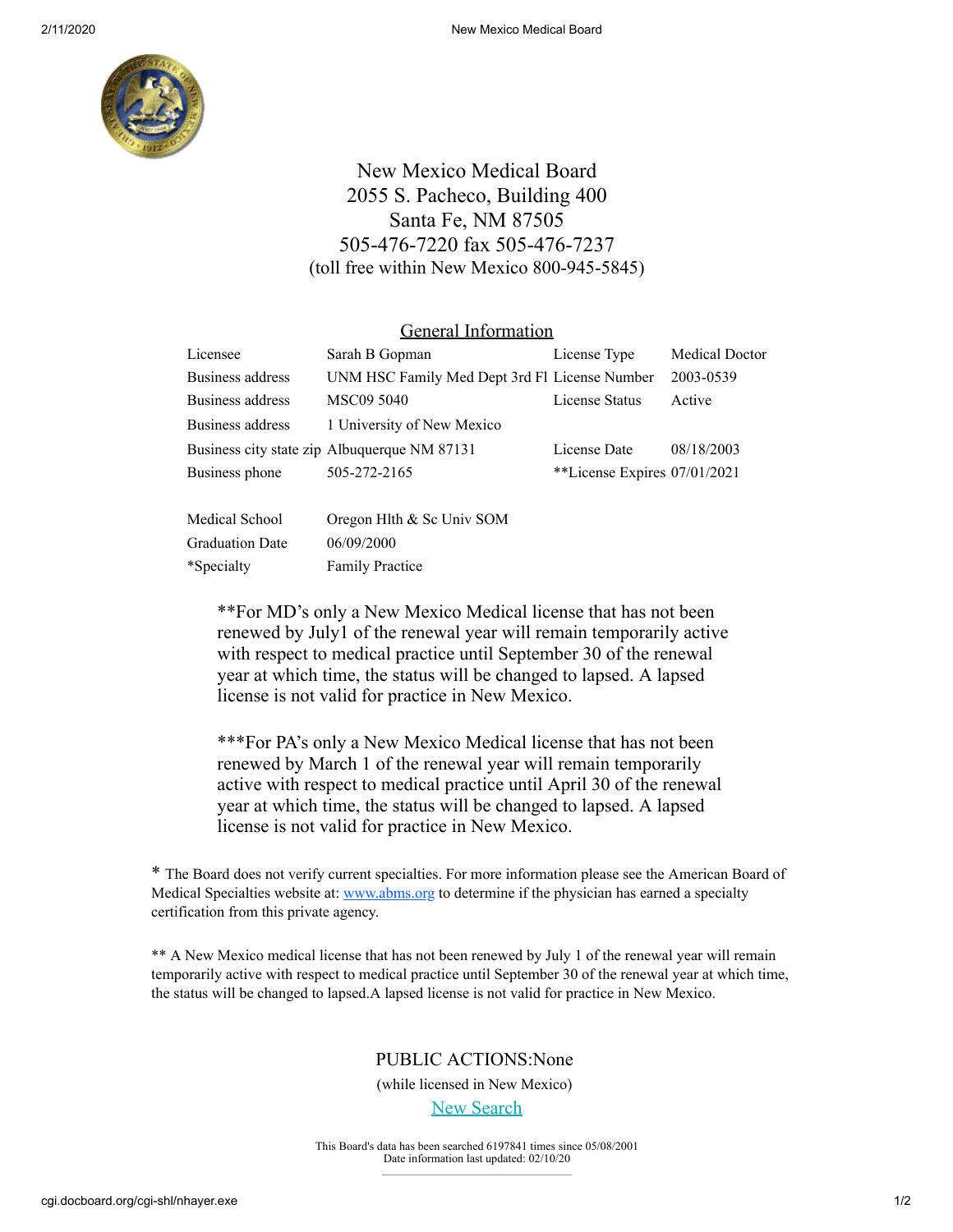# New Mexico Medical Board

2055 S. Pacheco, Building 400
Santa Fe, NM 87505
505-476-7220 fax 505-476-7237
(toll free within New Mexico 800-945-5845)

## General Information

| | | | |
|---|---|---|---|
| Licensee | Sarah B Gopman | License Type | Medical Doctor |
| Business address | UNM HSC Family Med Dept 3rd Fl | License Number | 2003-0539 |
| Business address | MSC09 5040 | License Status | Active |
| Business address | 1 University of New Mexico | | |
| Business city state zip | Albuquerque NM 87131 | License Date | 08/18/2003 |
| Business phone | 505-272-2165 | **License Expires | 07/01/2021 |

| | |
|---|---|
| Medical School | Oregon Hlth & Sc Univ SOM |
| Graduation Date | 06/09/2000 |
| *Specialty | Family Practice |

**For MD's only a New Mexico Medical license that has not been renewed by July1 of the renewal year will remain temporarily active with respect to medical practice until September 30 of the renewal year at which time, the status will be changed to lapsed. A lapsed license is not valid for practice in New Mexico.

***For PA's only a New Mexico Medical license that has not been renewed by March 1 of the renewal year will remain temporarily active with respect to medical practice until April 30 of the renewal year at which time, the status will be changed to lapsed. A lapsed license is not valid for practice in New Mexico.

* The Board does not verify current specialties. For more information please see the American Board of Medical Specialties website at: www.abms.org to determine if the physician has earned a specialty certification from this private agency.

** A New Mexico medical license that has not been renewed by July 1 of the renewal year will remain temporarily active with respect to medical practice until September 30 of the renewal year at which time, the status will be changed to lapsed.A lapsed license is not valid for practice in New Mexico.

PUBLIC ACTIONS:None

(while licensed in New Mexico)

New Search

This Board's data has been searched 6197841 times since 05/08/2001
Date information last updated: 02/10/20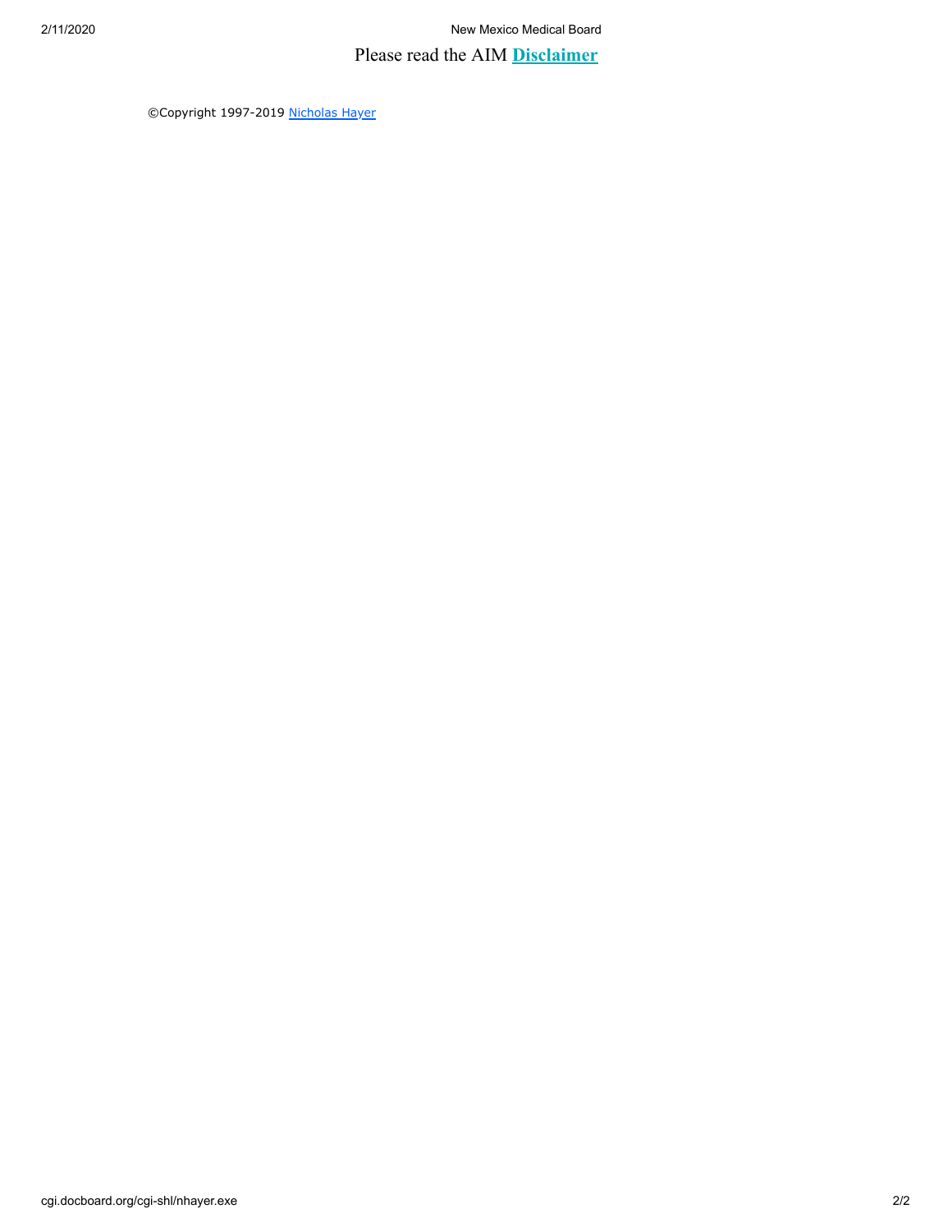Please read the AIM **Disclaimer**

©Copyright 1997-2019 Nicholas Hayer